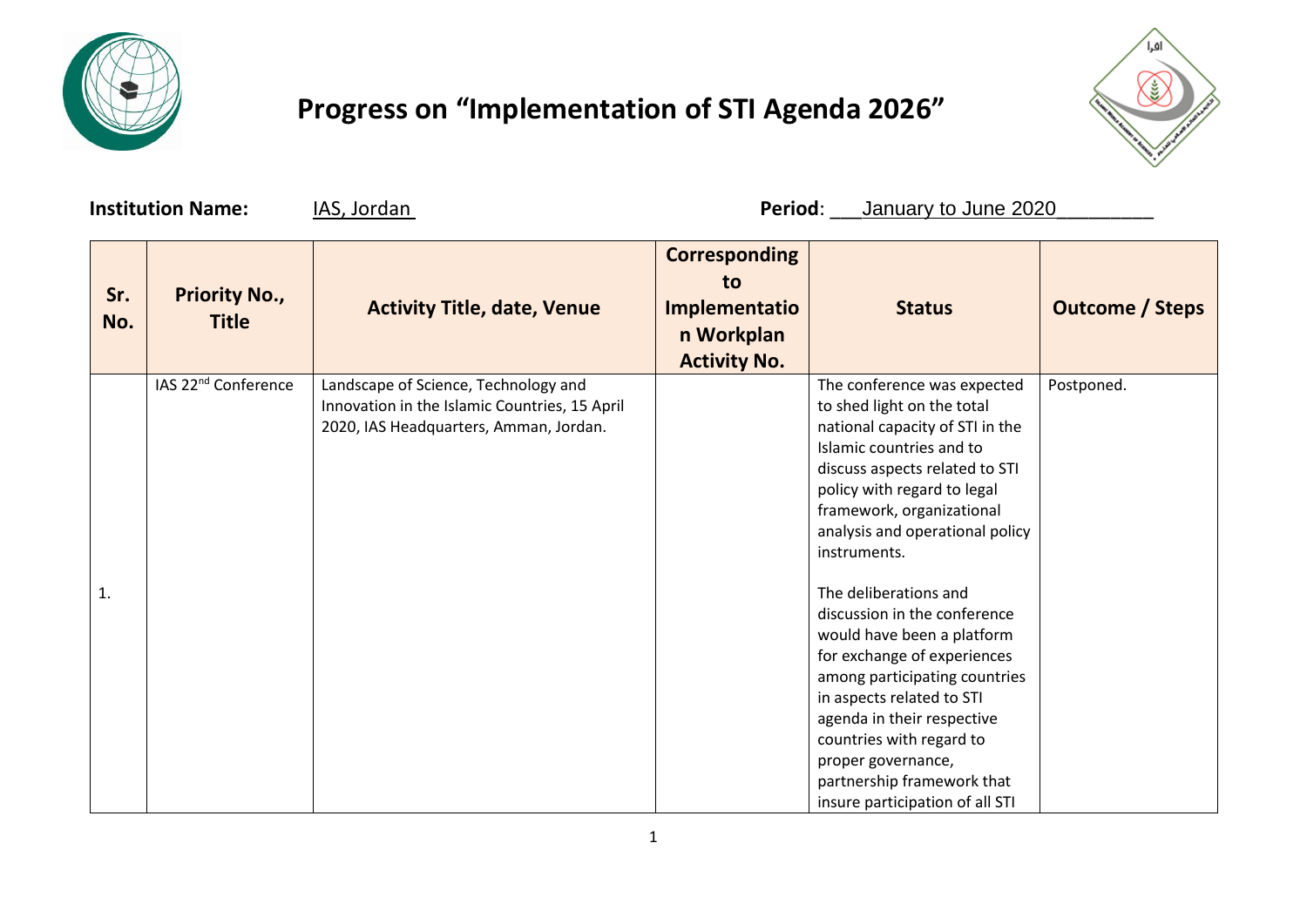# Progress on "Implementation of STI Agenda 2026"

**Institution Name:** IAS, Jordan **Period**: January to June 2020

| Sr. No. | Priority No., Title | Activity Title, date, Venue | Corresponding to Implementation Workplan Activity No. | Status | Outcome / Steps |
|---|---|---|---|---|---|
| 1. | IAS 22nd Conference | Landscape of Science, Technology and Innovation in the Islamic Countries, 15 April 2020, IAS Headquarters, Amman, Jordan. | | The conference was expected to shed light on the total national capacity of STI in the Islamic countries and to discuss aspects related to STI policy with regard to legal framework, organizational analysis and operational policy instruments.<br><br>The deliberations and discussion in the conference would have been a platform for exchange of experiences among participating countries in aspects related to STI agenda in their respective countries with regard to proper governance, partnership framework that insure participation of all STI | Postponed. |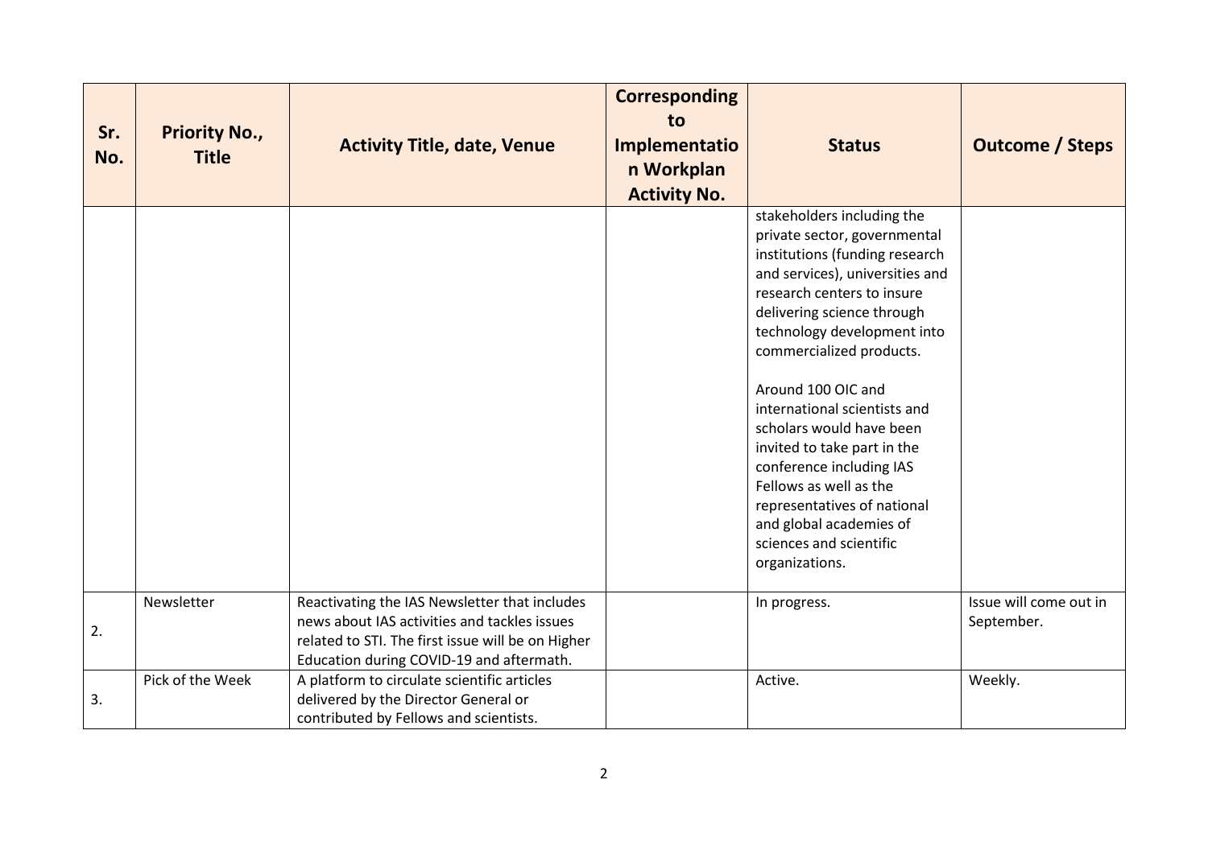| Sr. No. | Priority No., Title | Activity Title, date, Venue | Corresponding to Implementation Workplan Activity No. | Status | Outcome / Steps |
|---|---|---|---|---|---|
| | | | | stakeholders including the private sector, governmental institutions (funding research and services), universities and research centers to insure delivering science through technology development into commercialized products.<br><br>Around 100 OIC and international scientists and scholars would have been invited to take part in the conference including IAS Fellows as well as the representatives of national and global academies of sciences and scientific organizations. | |
| 2. | Newsletter | Reactivating the IAS Newsletter that includes news about IAS activities and tackles issues related to STI. The first issue will be on Higher Education during COVID-19 and aftermath. | | In progress. | Issue will come out in September. |
| 3. | Pick of the Week | A platform to circulate scientific articles delivered by the Director General or contributed by Fellows and scientists. | | Active. | Weekly. |